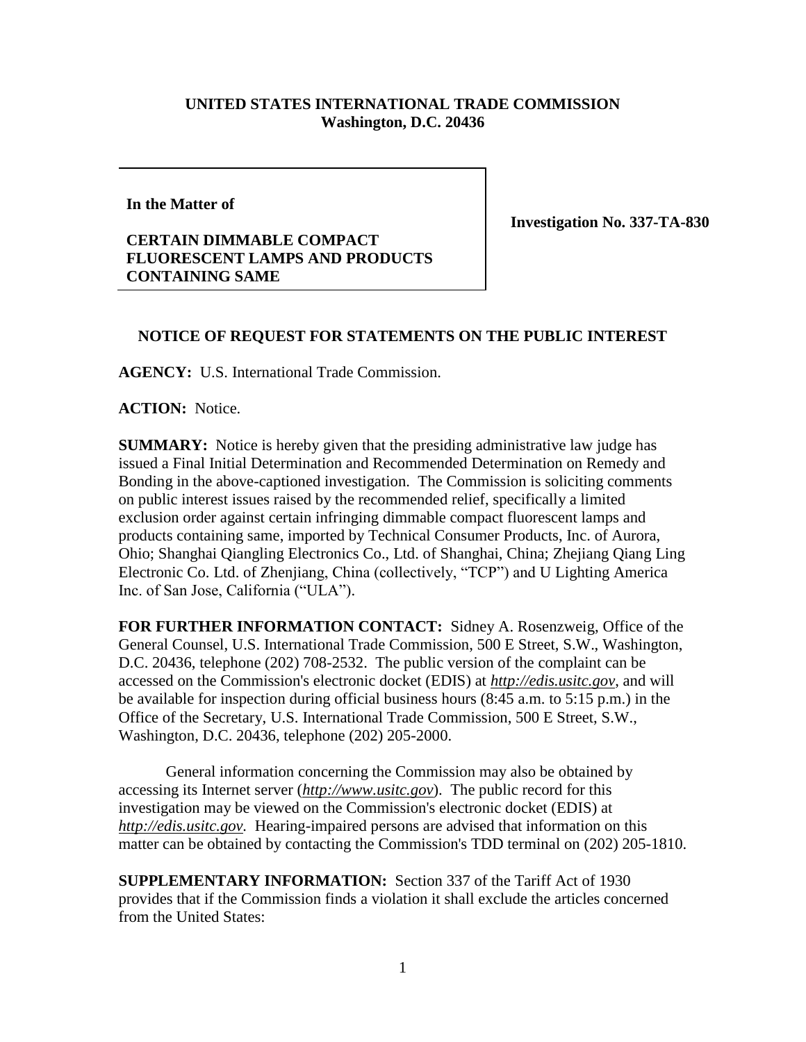**UNITED STATES INTERNATIONAL TRADE COMMISSION**
**Washington, D.C. 20436**

| **In the Matter of**<br><br>**CERTAIN DIMMABLE COMPACT FLUORESCENT LAMPS AND PRODUCTS CONTAINING SAME** | **Investigation No. 337-TA-830** |
|---|---|

**NOTICE OF REQUEST FOR STATEMENTS ON THE PUBLIC INTEREST**

**AGENCY:** U.S. International Trade Commission.

**ACTION:** Notice.

**SUMMARY:** Notice is hereby given that the presiding administrative law judge has issued a Final Initial Determination and Recommended Determination on Remedy and Bonding in the above-captioned investigation. The Commission is soliciting comments on public interest issues raised by the recommended relief, specifically a limited exclusion order against certain infringing dimmable compact fluorescent lamps and products containing same, imported by Technical Consumer Products, Inc. of Aurora, Ohio; Shanghai Qiangling Electronics Co., Ltd. of Shanghai, China; Zhejiang Qiang Ling Electronic Co. Ltd. of Zhenjiang, China (collectively, "TCP") and U Lighting America Inc. of San Jose, California ("ULA").

**FOR FURTHER INFORMATION CONTACT:** Sidney A. Rosenzweig, Office of the General Counsel, U.S. International Trade Commission, 500 E Street, S.W., Washington, D.C. 20436, telephone (202) 708-2532. The public version of the complaint can be accessed on the Commission's electronic docket (EDIS) at *http://edis.usitc.gov*, and will be available for inspection during official business hours (8:45 a.m. to 5:15 p.m.) in the Office of the Secretary, U.S. International Trade Commission, 500 E Street, S.W., Washington, D.C. 20436, telephone (202) 205-2000.

General information concerning the Commission may also be obtained by accessing its Internet server (*http://www.usitc.gov*). The public record for this investigation may be viewed on the Commission's electronic docket (EDIS) at *http://edis.usitc.gov*. Hearing-impaired persons are advised that information on this matter can be obtained by contacting the Commission's TDD terminal on (202) 205-1810.

**SUPPLEMENTARY INFORMATION:** Section 337 of the Tariff Act of 1930 provides that if the Commission finds a violation it shall exclude the articles concerned from the United States: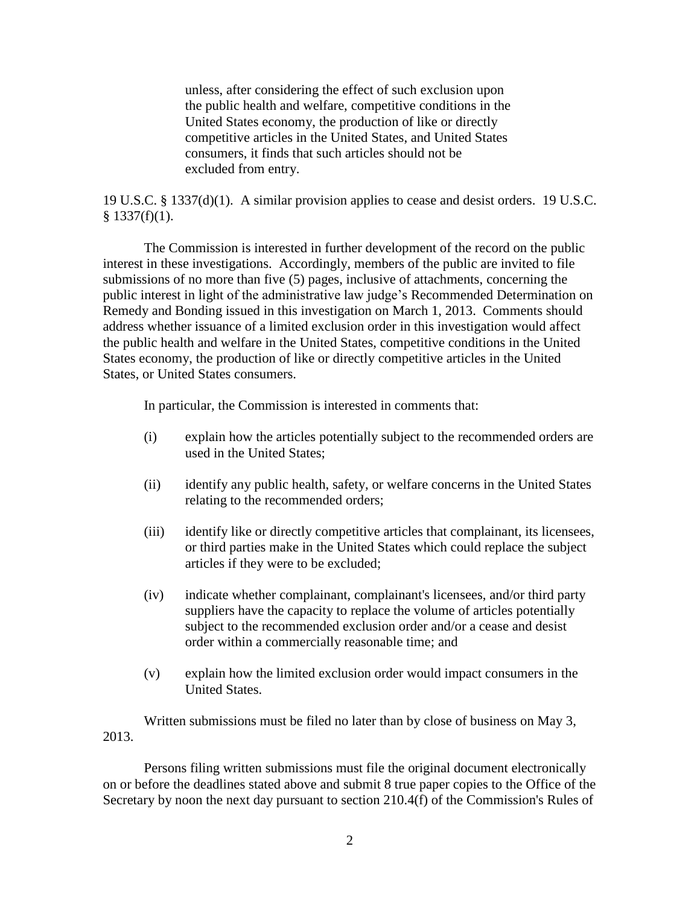> unless, after considering the effect of such exclusion upon the public health and welfare, competitive conditions in the United States economy, the production of like or directly competitive articles in the United States, and United States consumers, it finds that such articles should not be excluded from entry.

19 U.S.C. § 1337(d)(1). A similar provision applies to cease and desist orders. 19 U.S.C. § 1337(f)(1).

The Commission is interested in further development of the record on the public interest in these investigations. Accordingly, members of the public are invited to file submissions of no more than five (5) pages, inclusive of attachments, concerning the public interest in light of the administrative law judge's Recommended Determination on Remedy and Bonding issued in this investigation on March 1, 2013. Comments should address whether issuance of a limited exclusion order in this investigation would affect the public health and welfare in the United States, competitive conditions in the United States economy, the production of like or directly competitive articles in the United States, or United States consumers.

In particular, the Commission is interested in comments that:

(i) explain how the articles potentially subject to the recommended orders are used in the United States;

(ii) identify any public health, safety, or welfare concerns in the United States relating to the recommended orders;

(iii) identify like or directly competitive articles that complainant, its licensees, or third parties make in the United States which could replace the subject articles if they were to be excluded;

(iv) indicate whether complainant, complainant's licensees, and/or third party suppliers have the capacity to replace the volume of articles potentially subject to the recommended exclusion order and/or a cease and desist order within a commercially reasonable time; and

(v) explain how the limited exclusion order would impact consumers in the United States.

Written submissions must be filed no later than by close of business on May 3, 2013.

Persons filing written submissions must file the original document electronically on or before the deadlines stated above and submit 8 true paper copies to the Office of the Secretary by noon the next day pursuant to section 210.4(f) of the Commission's Rules of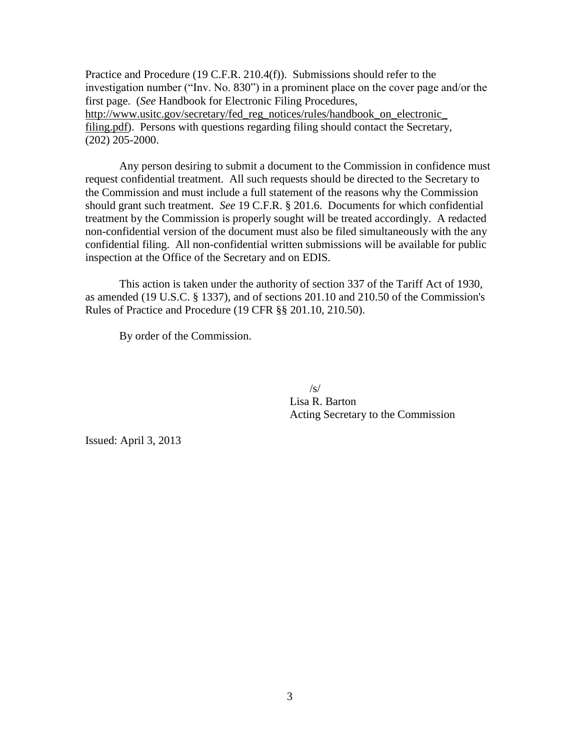Practice and Procedure (19 C.F.R. 210.4(f)). Submissions should refer to the investigation number ("Inv. No. 830") in a prominent place on the cover page and/or the first page. (*See* Handbook for Electronic Filing Procedures, http://www.usitc.gov/secretary/fed_reg_notices/rules/handbook_on_electronic_filing.pdf). Persons with questions regarding filing should contact the Secretary, (202) 205-2000.

Any person desiring to submit a document to the Commission in confidence must request confidential treatment. All such requests should be directed to the Secretary to the Commission and must include a full statement of the reasons why the Commission should grant such treatment. *See* 19 C.F.R. § 201.6. Documents for which confidential treatment by the Commission is properly sought will be treated accordingly. A redacted non-confidential version of the document must also be filed simultaneously with the any confidential filing. All non-confidential written submissions will be available for public inspection at the Office of the Secretary and on EDIS.

This action is taken under the authority of section 337 of the Tariff Act of 1930, as amended (19 U.S.C. § 1337), and of sections 201.10 and 210.50 of the Commission's Rules of Practice and Procedure (19 CFR §§ 201.10, 210.50).

By order of the Commission.

/s/
Lisa R. Barton
Acting Secretary to the Commission

Issued: April 3, 2013